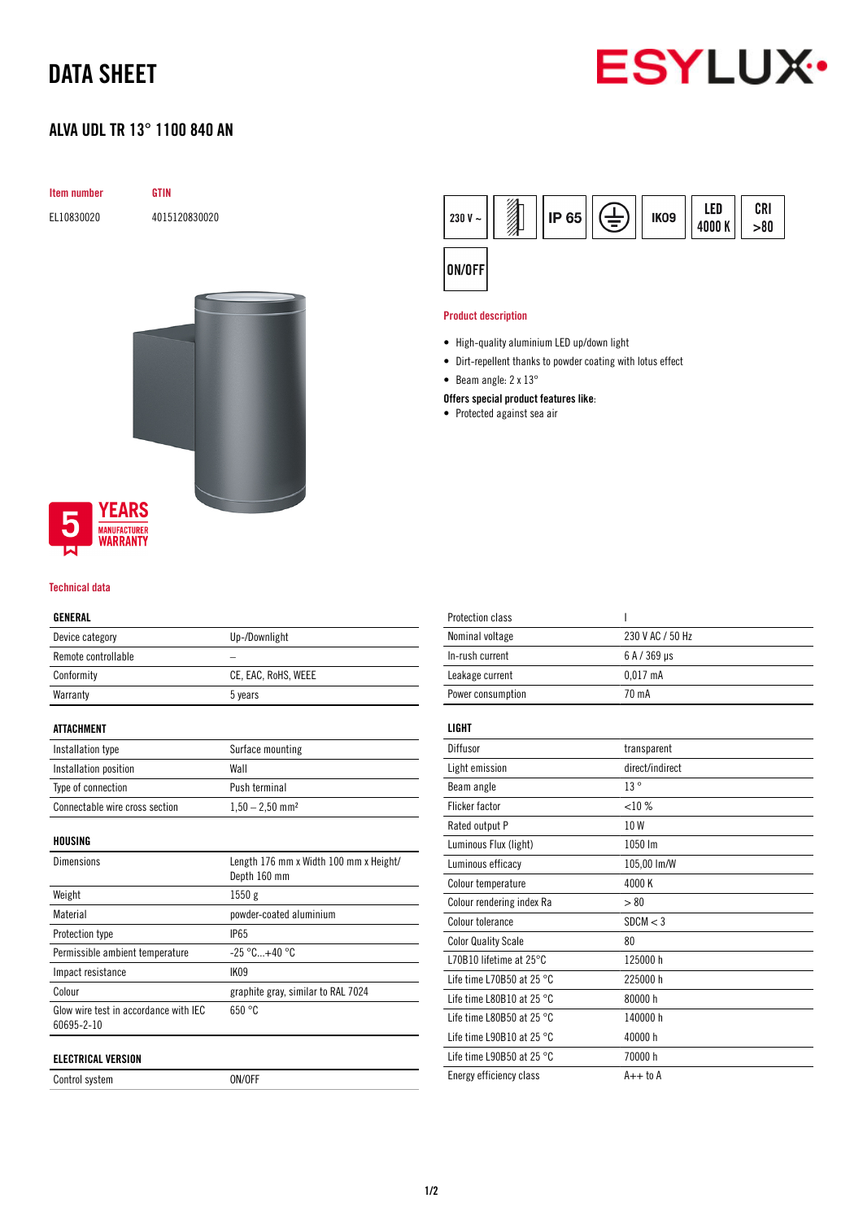# DATA SHEET

ESYLUX

## ALVA UDL TR 13° 1100 840 AN

| Item number | GTIN |
|---|---|
| EL10830020 | 4015120830020 |

230 V ~ | IP 65 | IK09 | LED 4000 K | CRI >80 | ON/OFF

5 YEARS MANUFACTURER WARRANTY

### Product description

- High-quality aluminium LED up/down light
- Dirt-repellent thanks to powder coating with lotus effect
- Beam angle: 2 x 13°

**Offers special product features like:**

- Protected against sea air

### Technical data

| GENERAL | |
|---|---|
| Device category | Up-/Downlight |
| Remote controllable | – |
| Conformity | CE, EAC, RoHS, WEEE |
| Warranty | 5 years |

| ATTACHMENT | |
|---|---|
| Installation type | Surface mounting |
| Installation position | Wall |
| Type of connection | Push terminal |
| Connectable wire cross section | 1,50 – 2,50 mm² |

| HOUSING | |
|---|---|
| Dimensions | Length 176 mm x Width 100 mm x Height/ Depth 160 mm |
| Weight | 1550 g |
| Material | powder-coated aluminium |
| Protection type | IP65 |
| Permissible ambient temperature | -25 °C...+40 °C |
| Impact resistance | IK09 |
| Colour | graphite gray, similar to RAL 7024 |
| Glow wire test in accordance with IEC 60695-2-10 | 650 °C |

| ELECTRICAL VERSION | |
|---|---|
| Control system | ON/OFF |
| Protection class | I |
| Nominal voltage | 230 V AC / 50 Hz |
| In-rush current | 6 A / 369 µs |
| Leakage current | 0,017 mA |
| Power consumption | 70 mA |

| LIGHT | |
|---|---|
| Diffusor | transparent |
| Light emission | direct/indirect |
| Beam angle | 13 ° |
| Flicker factor | <10 % |
| Rated output P | 10 W |
| Luminous Flux (light) | 1050 lm |
| Luminous efficacy | 105,00 lm/W |
| Colour temperature | 4000 K |
| Colour rendering index Ra | > 80 |
| Colour tolerance | SDCM < 3 |
| Color Quality Scale | 80 |
| L70B10 lifetime at 25°C | 125000 h |
| Life time L70B50 at 25 °C | 225000 h |
| Life time L80B10 at 25 °C | 80000 h |
| Life time L80B50 at 25 °C | 140000 h |
| Life time L90B10 at 25 °C | 40000 h |
| Life time L90B50 at 25 °C | 70000 h |
| Energy efficiency class | A++ to A |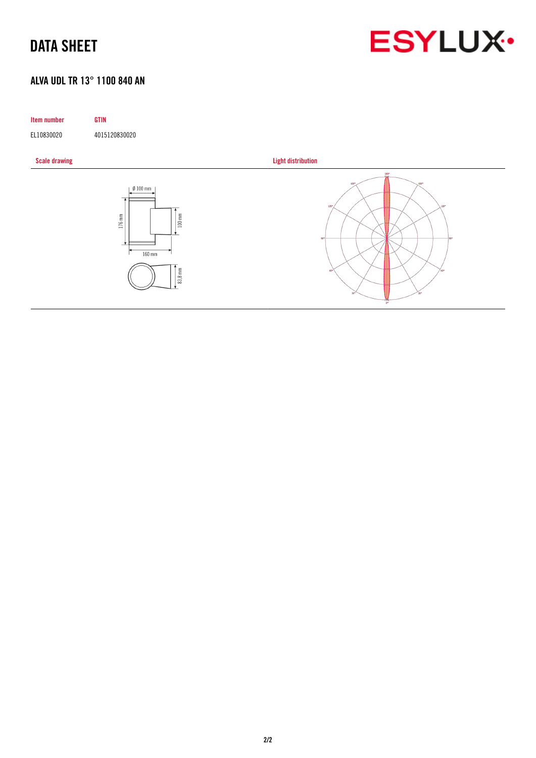# DATA SHEET

## ALVA UDL TR 13° 1100 840 AN

| Item number | GTIN |
| --- | --- |
| EL10830020 | 4015120830020 |

### Scale drawing

Ø 100 mm

176 mm

100 mm

160 mm

83,8 mm

### Light distribution

180°

150°

150°

120°

120°

90°

90°

60°

60°

30°

30°

0°